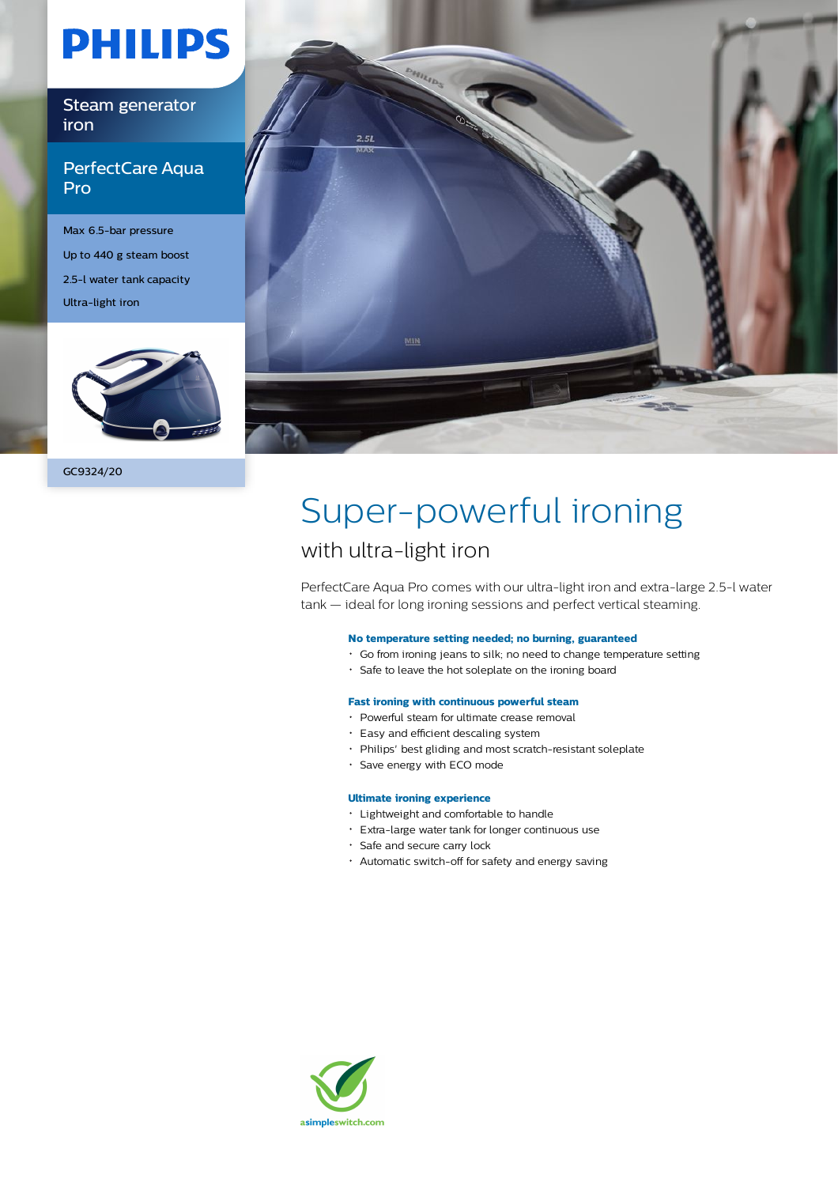PHILIPS

Steam generator iron

PerfectCare Aqua Pro

Max 6.5-bar pressure

Up to 440 g steam boost

2.5-l water tank capacity

Ultra-light iron

GC9324/20

# Super-powerful ironing

## with ultra-light iron

PerfectCare Aqua Pro comes with our ultra-light iron and extra-large 2.5-l water tank — ideal for long ironing sessions and perfect vertical steaming.

**No temperature setting needed; no burning, guaranteed**

- Go from ironing jeans to silk; no need to change temperature setting
- Safe to leave the hot soleplate on the ironing board

**Fast ironing with continuous powerful steam**

- Powerful steam for ultimate crease removal
- Easy and efficient descaling system
- Philips' best gliding and most scratch-resistant soleplate
- Save energy with ECO mode

**Ultimate ironing experience**

- Lightweight and comfortable to handle
- Extra-large water tank for longer continuous use
- Safe and secure carry lock
- Automatic switch-off for safety and energy saving

asimpleswitch.com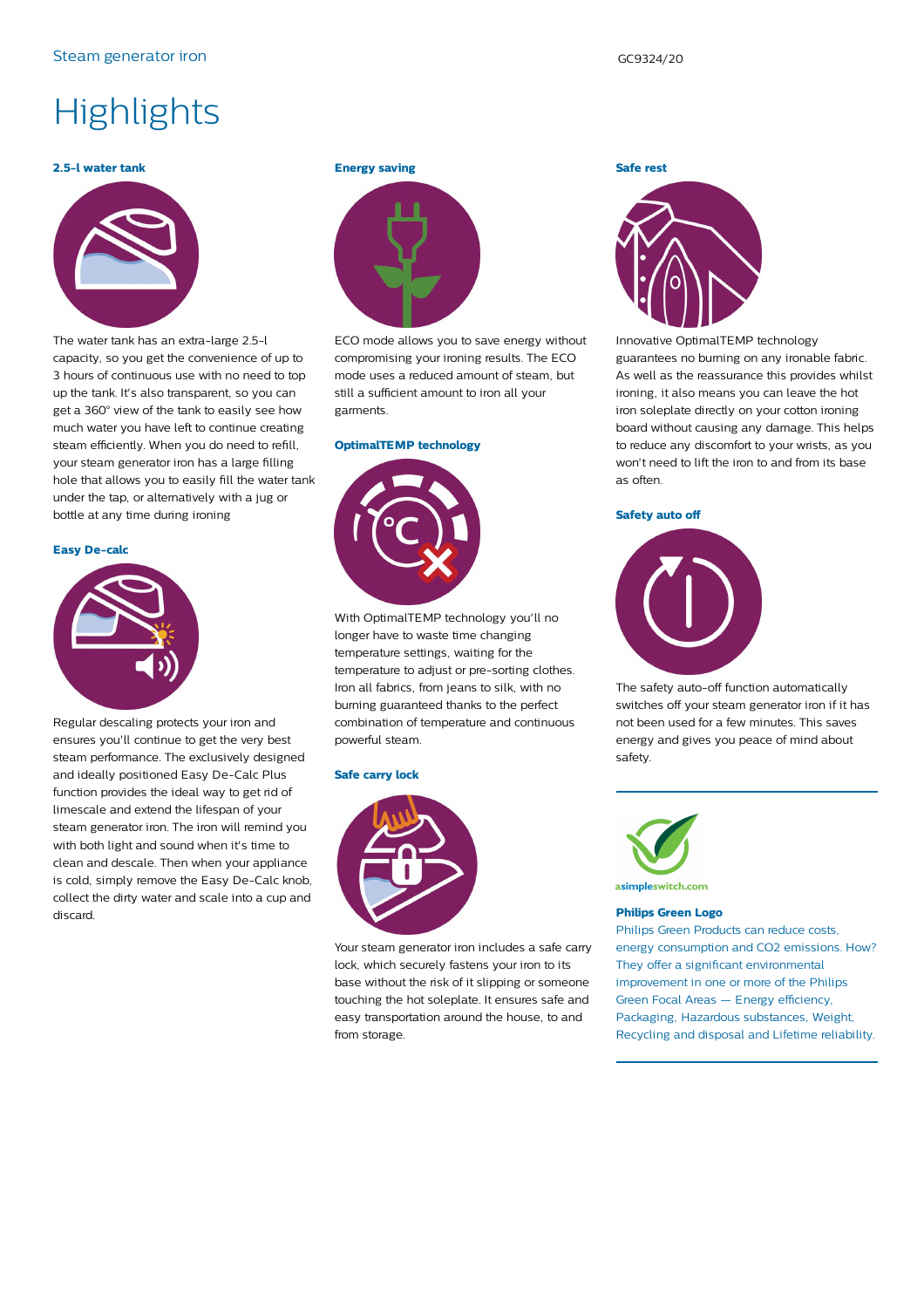# Highlights

### 2.5-l water tank

The water tank has an extra-large 2.5-l capacity, so you get the convenience of up to 3 hours of continuous use with no need to top up the tank. It's also transparent, so you can get a 360° view of the tank to easily see how much water you have left to continue creating steam efficiently. When you do need to refill, your steam generator iron has a large filling hole that allows you to easily fill the water tank under the tap, or alternatively with a jug or bottle at any time during ironing

### Easy De-calc

Regular descaling protects your iron and ensures you'll continue to get the very best steam performance. The exclusively designed and ideally positioned Easy De-Calc Plus function provides the ideal way to get rid of limescale and extend the lifespan of your steam generator iron. The iron will remind you with both light and sound when it's time to clean and descale. Then when your appliance is cold, simply remove the Easy De-Calc knob, collect the dirty water and scale into a cup and discard.

### Energy saving

ECO mode allows you to save energy without compromising your ironing results. The ECO mode uses a reduced amount of steam, but still a sufficient amount to iron all your garments.

### OptimalTEMP technology

With OptimalTEMP technology you'll no longer have to waste time changing temperature settings, waiting for the temperature to adjust or pre-sorting clothes. Iron all fabrics, from jeans to silk, with no burning guaranteed thanks to the perfect combination of temperature and continuous powerful steam.

### Safe carry lock

Your steam generator iron includes a safe carry lock, which securely fastens your iron to its base without the risk of it slipping or someone touching the hot soleplate. It ensures safe and easy transportation around the house, to and from storage.

### Safe rest

Innovative OptimalTEMP technology guarantees no burning on any ironable fabric. As well as the reassurance this provides whilst ironing, it also means you can leave the hot iron soleplate directly on your cotton ironing board without causing any damage. This helps to reduce any discomfort to your wrists, as you won't need to lift the iron to and from its base as often.

### Safety auto off

The safety auto-off function automatically switches off your steam generator iron if it has not been used for a few minutes. This saves energy and gives you peace of mind about safety.

asimpleswitch.com

### Philips Green Logo

Philips Green Products can reduce costs, energy consumption and CO2 emissions. How? They offer a significant environmental improvement in one or more of the Philips Green Focal Areas — Energy efficiency, Packaging, Hazardous substances, Weight, Recycling and disposal and Lifetime reliability.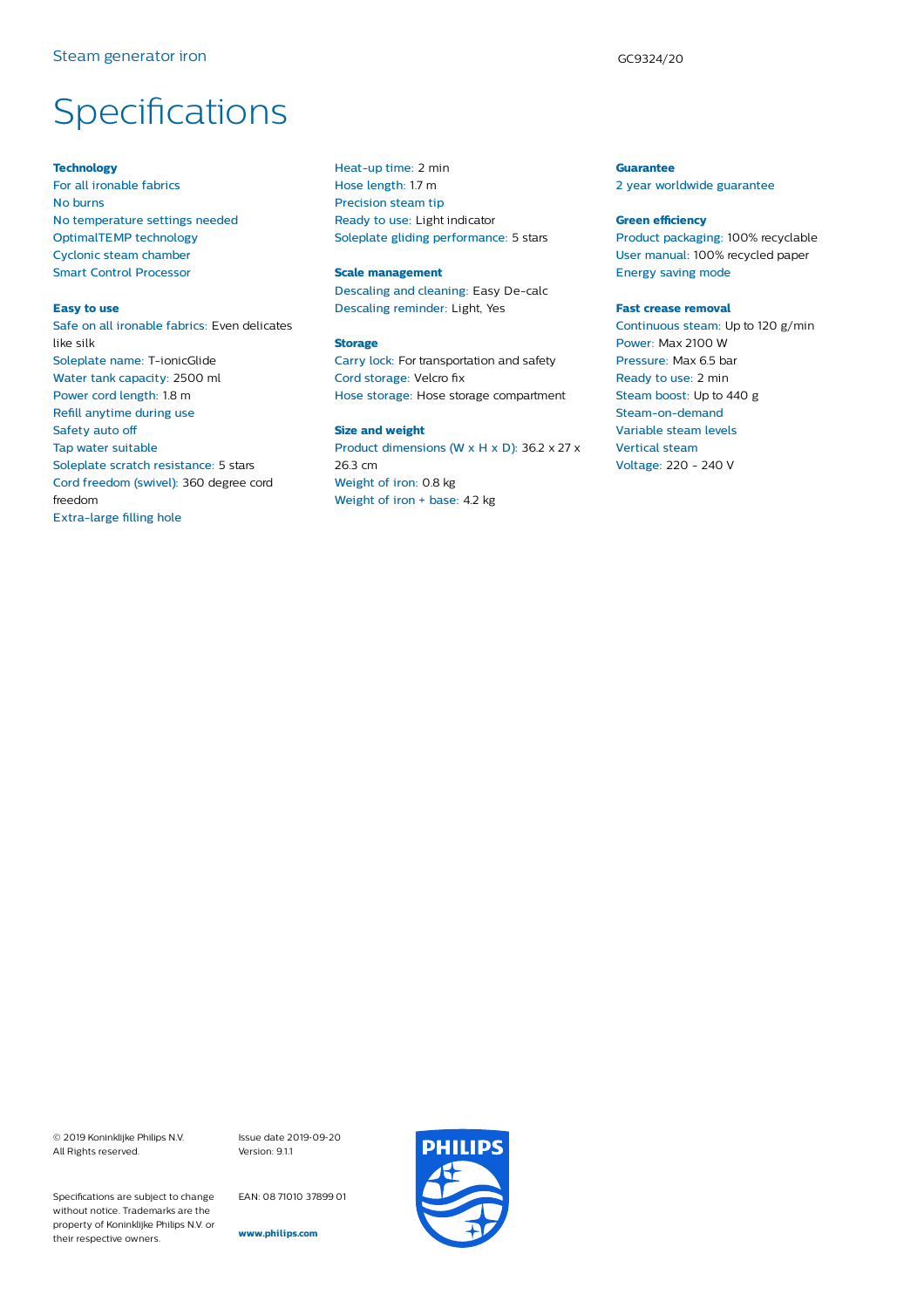Steam generator iron

GC9324/20

# Specifications

### Technology

- For all ironable fabrics
- No burns
- No temperature settings needed
- OptimalTEMP technology
- Cyclonic steam chamber
- Smart Control Processor

### Easy to use

- Safe on all ironable fabrics: Even delicates like silk
- Soleplate name: T-ionicGlide
- Water tank capacity: 2500 ml
- Power cord length: 1.8 m
- Refill anytime during use
- Safety auto off
- Tap water suitable
- Soleplate scratch resistance: 5 stars
- Cord freedom (swivel): 360 degree cord freedom
- Extra-large filling hole
- Heat-up time: 2 min
- Hose length: 1.7 m
- Precision steam tip
- Ready to use: Light indicator
- Soleplate gliding performance: 5 stars

### Scale management

- Descaling and cleaning: Easy De-calc
- Descaling reminder: Light, Yes

### Storage

- Carry lock: For transportation and safety
- Cord storage: Velcro fix
- Hose storage: Hose storage compartment

### Size and weight

- Product dimensions (W x H x D): 36.2 x 27 x 26.3 cm
- Weight of iron: 0.8 kg
- Weight of iron + base: 4.2 kg

### Guarantee

- 2 year worldwide guarantee

### Green efficiency

- Product packaging: 100% recyclable
- User manual: 100% recycled paper
- Energy saving mode

### Fast crease removal

- Continuous steam: Up to 120 g/min
- Power: Max 2100 W
- Pressure: Max 6.5 bar
- Ready to use: 2 min
- Steam boost: Up to 440 g
- Steam-on-demand
- Variable steam levels
- Vertical steam
- Voltage: 220 - 240 V

© 2019 Koninklijke Philips N.V.
All Rights reserved.

Issue date 2019-09-20
Version: 9.1.1

Specifications are subject to change without notice. Trademarks are the property of Koninklijke Philips N.V. or their respective owners.

EAN: 08 71010 37899 01

**www.philips.com**

PHILIPS